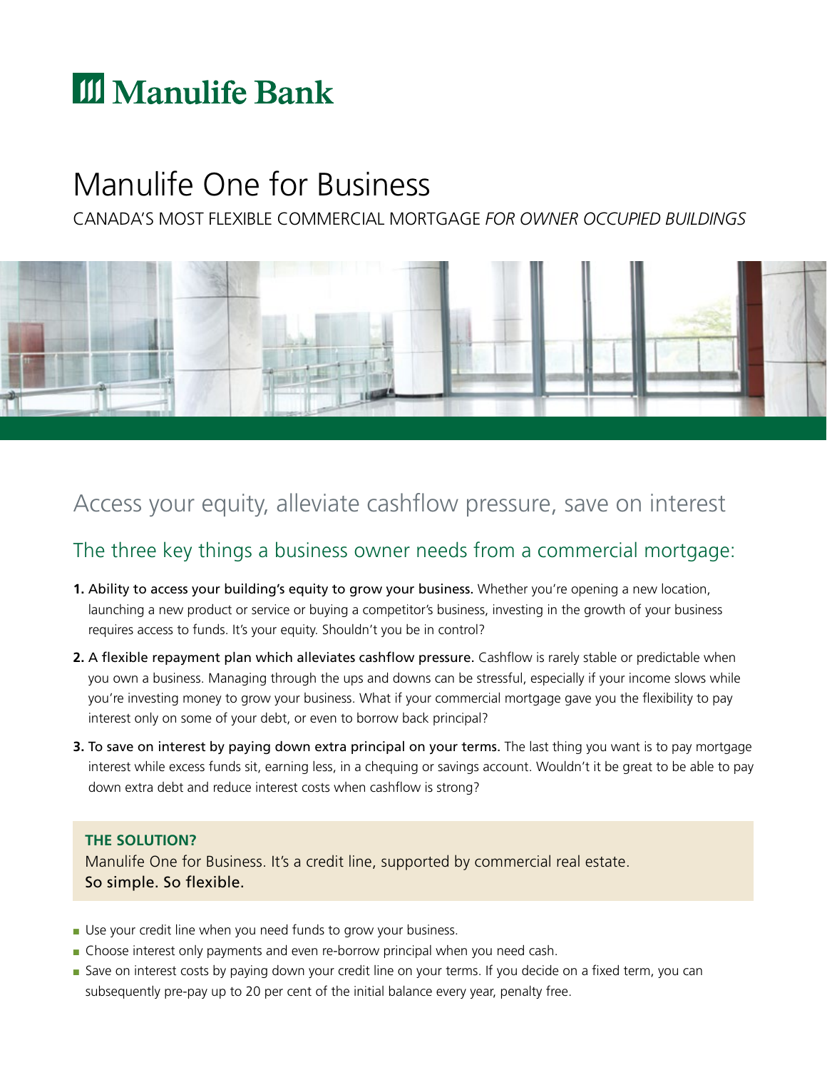# Manulife Bank

# Manulife One for Business

CANADA'S MOST FLEXIBLE COMMERCIAL MORTGAGE *FOR OWNER OCCUPIED BUILDINGS*

## Access your equity, alleviate cashflow pressure, save on interest

### The three key things a business owner needs from a commercial mortgage:

1. Ability to access your building's equity to grow your business. Whether you're opening a new location, launching a new product or service or buying a competitor's business, investing in the growth of your business requires access to funds. It's your equity. Shouldn't you be in control?
2. A flexible repayment plan which alleviates cashflow pressure. Cashflow is rarely stable or predictable when you own a business. Managing through the ups and downs can be stressful, especially if your income slows while you're investing money to grow your business. What if your commercial mortgage gave you the flexibility to pay interest only on some of your debt, or even to borrow back principal?
3. To save on interest by paying down extra principal on your terms. The last thing you want is to pay mortgage interest while excess funds sit, earning less, in a chequing or savings account. Wouldn't it be great to be able to pay down extra debt and reduce interest costs when cashflow is strong?

**THE SOLUTION?**

Manulife One for Business. It's a credit line, supported by commercial real estate.
So simple. So flexible.

- Use your credit line when you need funds to grow your business.
- Choose interest only payments and even re-borrow principal when you need cash.
- Save on interest costs by paying down your credit line on your terms. If you decide on a fixed term, you can subsequently pre-pay up to 20 per cent of the initial balance every year, penalty free.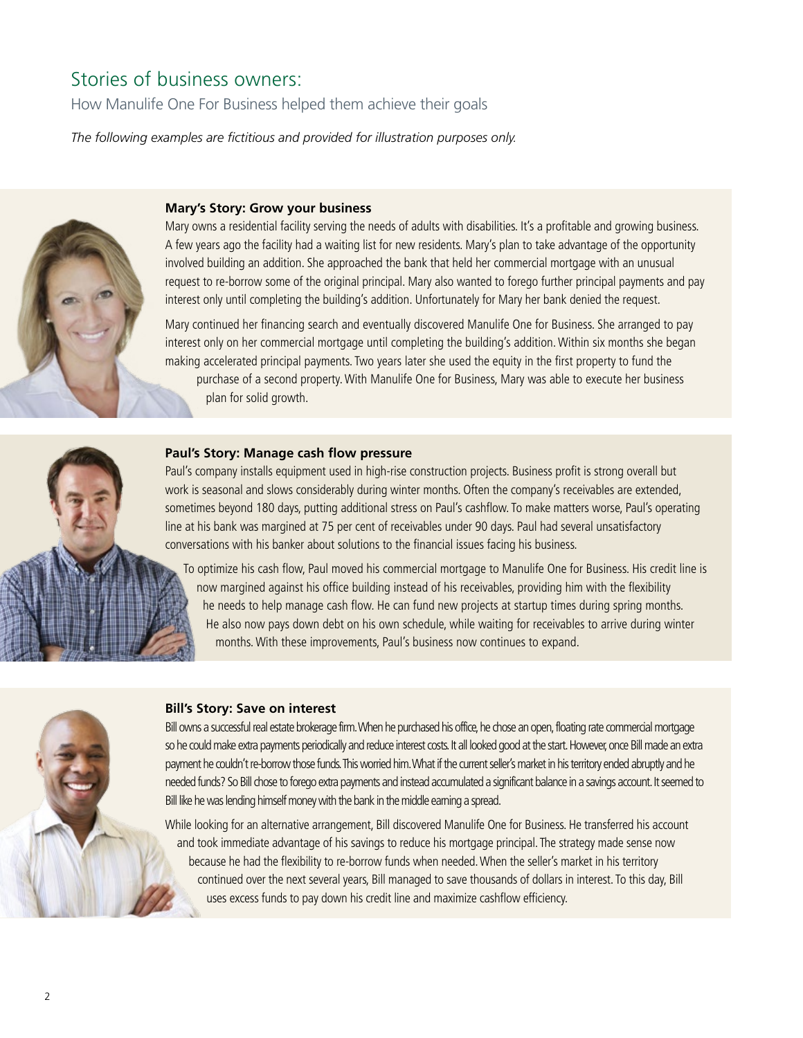# Stories of business owners:

How Manulife One For Business helped them achieve their goals

*The following examples are fictitious and provided for illustration purposes only.*

### Mary's Story: Grow your business

Mary owns a residential facility serving the needs of adults with disabilities. It's a profitable and growing business. A few years ago the facility had a waiting list for new residents. Mary's plan to take advantage of the opportunity involved building an addition. She approached the bank that held her commercial mortgage with an unusual request to re-borrow some of the original principal. Mary also wanted to forego further principal payments and pay interest only until completing the building's addition. Unfortunately for Mary her bank denied the request.

Mary continued her financing search and eventually discovered Manulife One for Business. She arranged to pay interest only on her commercial mortgage until completing the building's addition. Within six months she began making accelerated principal payments. Two years later she used the equity in the first property to fund the purchase of a second property. With Manulife One for Business, Mary was able to execute her business plan for solid growth.

### Paul's Story: Manage cash flow pressure

Paul's company installs equipment used in high-rise construction projects. Business profit is strong overall but work is seasonal and slows considerably during winter months. Often the company's receivables are extended, sometimes beyond 180 days, putting additional stress on Paul's cashflow. To make matters worse, Paul's operating line at his bank was margined at 75 per cent of receivables under 90 days. Paul had several unsatisfactory conversations with his banker about solutions to the financial issues facing his business.

To optimize his cash flow, Paul moved his commercial mortgage to Manulife One for Business. His credit line is now margined against his office building instead of his receivables, providing him with the flexibility he needs to help manage cash flow. He can fund new projects at startup times during spring months. He also now pays down debt on his own schedule, while waiting for receivables to arrive during winter months. With these improvements, Paul's business now continues to expand.

### Bill's Story: Save on interest

Bill owns a successful real estate brokerage firm. When he purchased his office, he chose an open, floating rate commercial mortgage so he could make extra payments periodically and reduce interest costs. It all looked good at the start. However, once Bill made an extra payment he couldn't re-borrow those funds. This worried him. What if the current seller's market in his territory ended abruptly and he needed funds? So Bill chose to forego extra payments and instead accumulated a significant balance in a savings account. It seemed to Bill like he was lending himself money with the bank in the middle earning a spread.

While looking for an alternative arrangement, Bill discovered Manulife One for Business. He transferred his account and took immediate advantage of his savings to reduce his mortgage principal. The strategy made sense now because he had the flexibility to re-borrow funds when needed. When the seller's market in his territory continued over the next several years, Bill managed to save thousands of dollars in interest. To this day, Bill uses excess funds to pay down his credit line and maximize cashflow efficiency.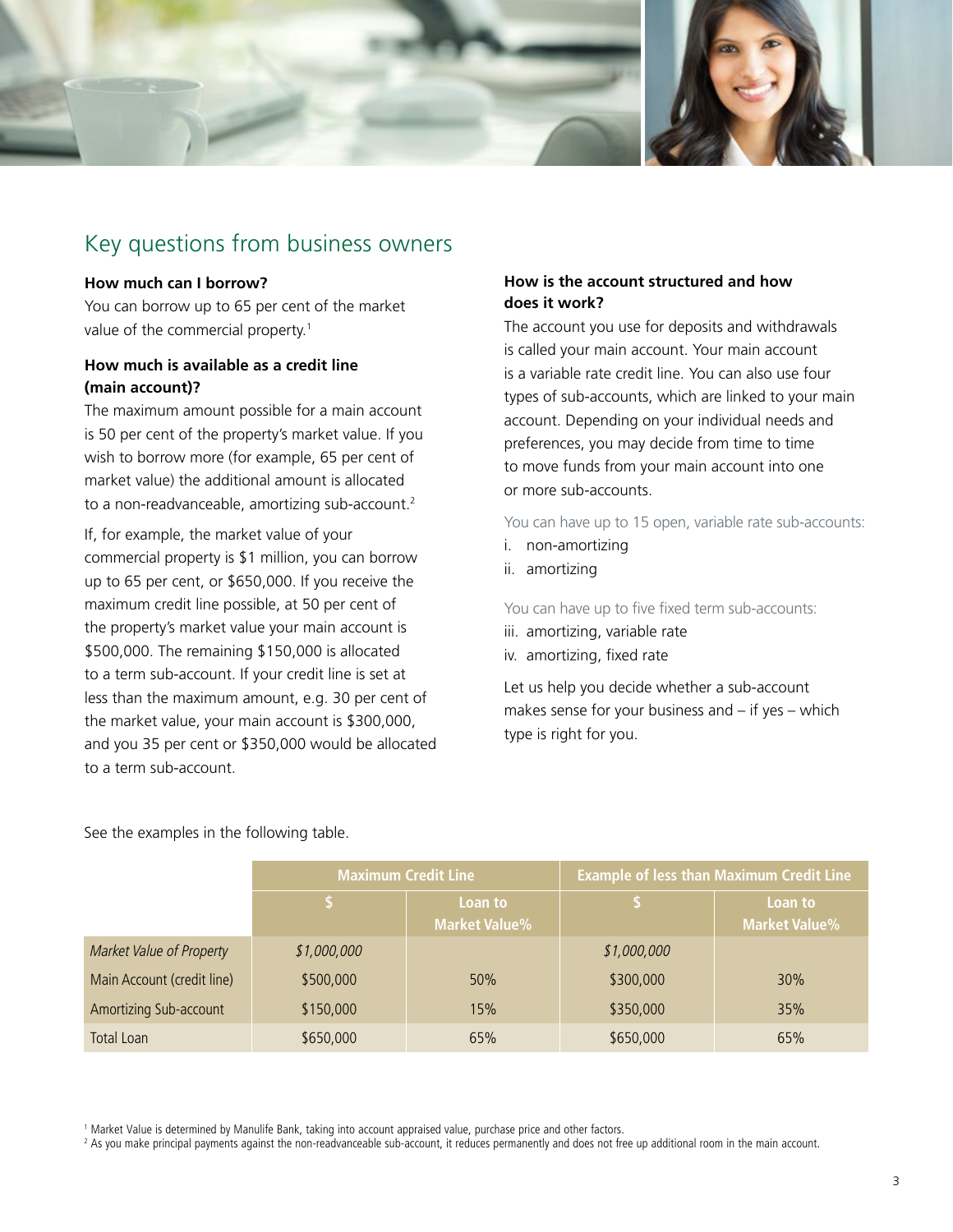## Key questions from business owners

**How much can I borrow?**

You can borrow up to 65 per cent of the market value of the commercial property.[1]

**How much is available as a credit line (main account)?**

The maximum amount possible for a main account is 50 per cent of the property's market value. If you wish to borrow more (for example, 65 per cent of market value) the additional amount is allocated to a non-readvanceable, amortizing sub-account.[2]

If, for example, the market value of your commercial property is $1 million, you can borrow up to 65 per cent, or $650,000. If you receive the maximum credit line possible, at 50 per cent of the property's market value your main account is $500,000. The remaining $150,000 is allocated to a term sub-account. If your credit line is set at less than the maximum amount, e.g. 30 per cent of the market value, your main account is $300,000, and you 35 per cent or $350,000 would be allocated to a term sub-account.

**How is the account structured and how does it work?**

The account you use for deposits and withdrawals is called your main account. Your main account is a variable rate credit line. You can also use four types of sub-accounts, which are linked to your main account. Depending on your individual needs and preferences, you may decide from time to time to move funds from your main account into one or more sub-accounts.

You can have up to 15 open, variable rate sub-accounts:

i. non-amortizing
ii. amortizing

You can have up to five fixed term sub-accounts:

iii. amortizing, variable rate
iv. amortizing, fixed rate

Let us help you decide whether a sub-account makes sense for your business and – if yes – which type is right for you.

See the examples in the following table.

| | Maximum Credit Line | | Example of less than Maximum Credit Line | |
|---|---|---|---|---|
| | $ | Loan to Market Value% | $ | Loan to Market Value% |
| *Market Value of Property* | *$1,000,000* | | *$1,000,000* | |
| Main Account (credit line) | $500,000 | 50% | $300,000 | 30% |
| Amortizing Sub-account | $150,000 | 15% | $350,000 | 35% |
| Total Loan | $650,000 | 65% | $650,000 | 65% |

[1] Market Value is determined by Manulife Bank, taking into account appraised value, purchase price and other factors.

[2] As you make principal payments against the non-readvanceable sub-account, it reduces permanently and does not free up additional room in the main account.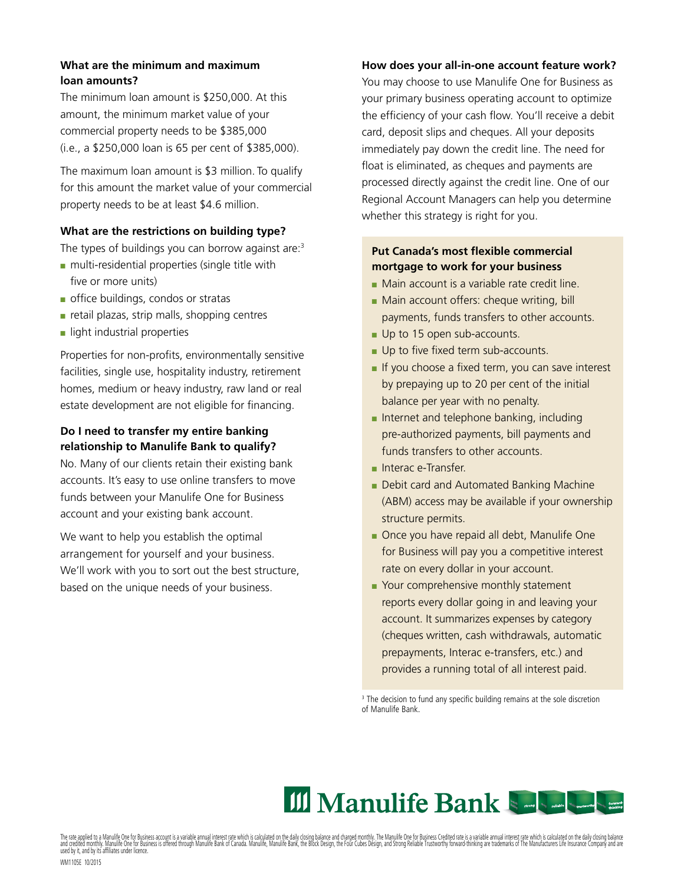### What are the minimum and maximum loan amounts?

The minimum loan amount is $250,000. At this amount, the minimum market value of your commercial property needs to be $385,000 (i.e., a $250,000 loan is 65 per cent of $385,000).

The maximum loan amount is $3 million. To qualify for this amount the market value of your commercial property needs to be at least $4.6 million.

### What are the restrictions on building type?

The types of buildings you can borrow against are:[3]

- multi-residential properties (single title with five or more units)
- office buildings, condos or stratas
- retail plazas, strip malls, shopping centres
- light industrial properties

Properties for non-profits, environmentally sensitive facilities, single use, hospitality industry, retirement homes, medium or heavy industry, raw land or real estate development are not eligible for financing.

### Do I need to transfer my entire banking relationship to Manulife Bank to qualify?

No. Many of our clients retain their existing bank accounts. It's easy to use online transfers to move funds between your Manulife One for Business account and your existing bank account.

We want to help you establish the optimal arrangement for yourself and your business. We'll work with you to sort out the best structure, based on the unique needs of your business.

### How does your all-in-one account feature work?

You may choose to use Manulife One for Business as your primary business operating account to optimize the efficiency of your cash flow. You'll receive a debit card, deposit slips and cheques. All your deposits immediately pay down the credit line. The need for float is eliminated, as cheques and payments are processed directly against the credit line. One of our Regional Account Managers can help you determine whether this strategy is right for you.

### Put Canada's most flexible commercial mortgage to work for your business

- Main account is a variable rate credit line.
- Main account offers: cheque writing, bill payments, funds transfers to other accounts.
- Up to 15 open sub-accounts.
- Up to five fixed term sub-accounts.
- If you choose a fixed term, you can save interest by prepaying up to 20 per cent of the initial balance per year with no penalty.
- Internet and telephone banking, including pre-authorized payments, bill payments and funds transfers to other accounts.
- Interac e-Transfer.
- Debit card and Automated Banking Machine (ABM) access may be available if your ownership structure permits.
- Once you have repaid all debt, Manulife One for Business will pay you a competitive interest rate on every dollar in your account.
- Your comprehensive monthly statement reports every dollar going in and leaving your account. It summarizes expenses by category (cheques written, cash withdrawals, automatic prepayments, Interac e-transfers, etc.) and provides a running total of all interest paid.

[3] The decision to fund any specific building remains at the sole discretion of Manulife Bank.

Manulife Bank

The rate applied to a Manulife One for Business account is a variable annual interest rate which is calculated on the daily closing balance and charged monthly. The Manulife One for Business Credited rate is a variable annual interest rate which is calculated on the daily closing balance and credited monthly. Manulife One for Business is offered through Manulife Bank of Canada. Manulife, Manulife Bank, the Block Design, the Four Cubes Design, and Strong Reliable Trustworthy forward-thinking are trademarks of The Manufacturers Life Insurance Company and are used by it, and by its affiliates under licence.

WM1105E 10/2015